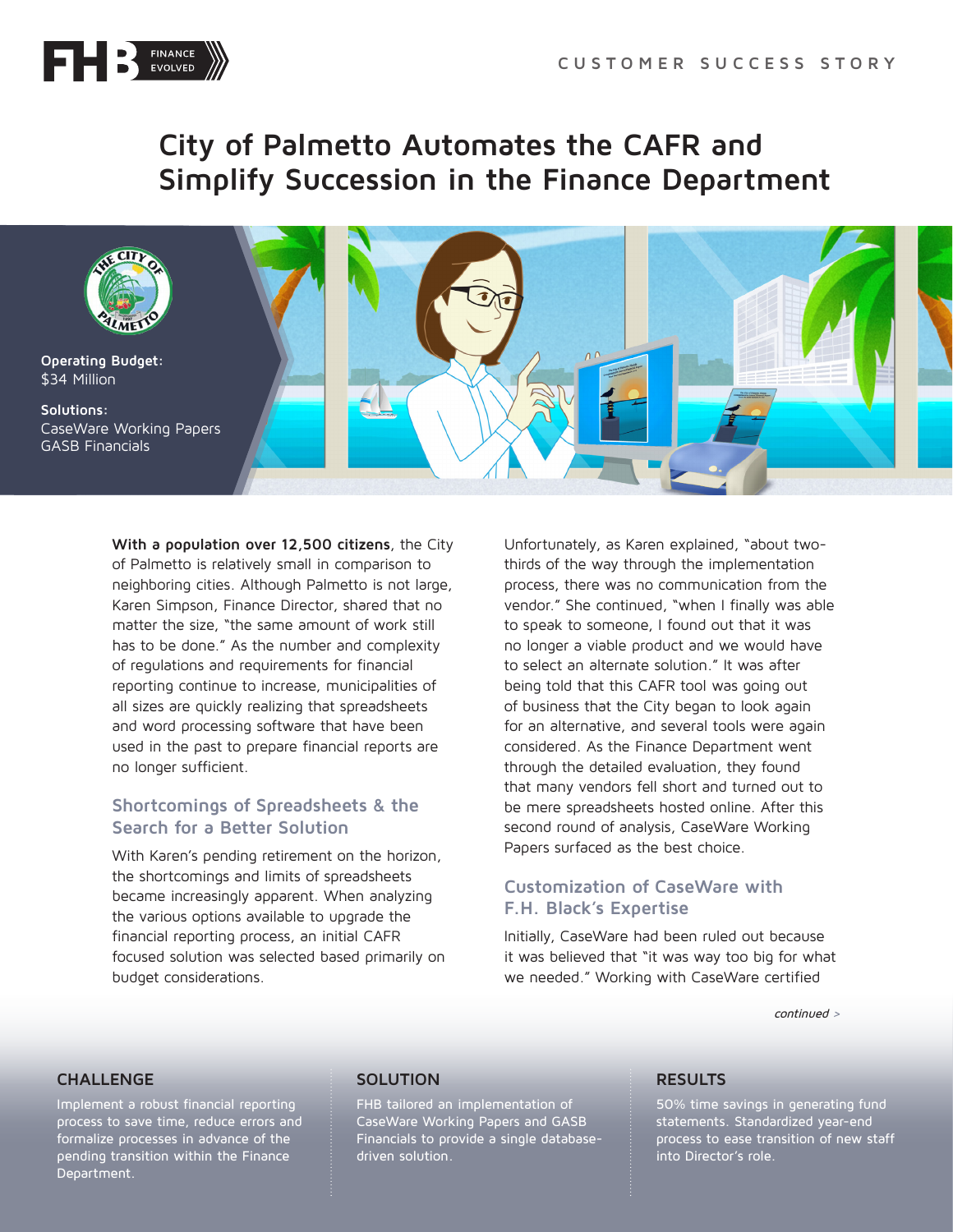CUSTOMER SUCCESS STORY

# City of Palmetto Automates the CAFR and Simplify Succession in the Finance Department

**Operating Budget:**
$34 Million

**Solutions:**
CaseWare Working Papers
GASB Financials

**With a population over 12,500 citizens**, the City of Palmetto is relatively small in comparison to neighboring cities. Although Palmetto is not large, Karen Simpson, Finance Director, shared that no matter the size, "the same amount of work still has to be done." As the number and complexity of regulations and requirements for financial reporting continue to increase, municipalities of all sizes are quickly realizing that spreadsheets and word processing software that have been used in the past to prepare financial reports are no longer sufficient.

## Shortcomings of Spreadsheets & the Search for a Better Solution

With Karen's pending retirement on the horizon, the shortcomings and limits of spreadsheets became increasingly apparent. When analyzing the various options available to upgrade the financial reporting process, an initial CAFR focused solution was selected based primarily on budget considerations.

Unfortunately, as Karen explained, "about two-thirds of the way through the implementation process, there was no communication from the vendor." She continued, "when I finally was able to speak to someone, I found out that it was no longer a viable product and we would have to select an alternate solution." It was after being told that this CAFR tool was going out of business that the City began to look again for an alternative, and several tools were again considered. As the Finance Department went through the detailed evaluation, they found that many vendors fell short and turned out to be mere spreadsheets hosted online. After this second round of analysis, CaseWare Working Papers surfaced as the best choice.

## Customization of CaseWare with F.H. Black's Expertise

Initially, CaseWare had been ruled out because it was believed that "it was way too big for what we needed." Working with CaseWare certified

*continued >*

### CHALLENGE

Implement a robust financial reporting process to save time, reduce errors and formalize processes in advance of the pending transition within the Finance Department.

### SOLUTION

FHB tailored an implementation of CaseWare Working Papers and GASB Financials to provide a single database-driven solution.

### RESULTS

50% time savings in generating fund statements. Standardized year-end process to ease transition of new staff into Director's role.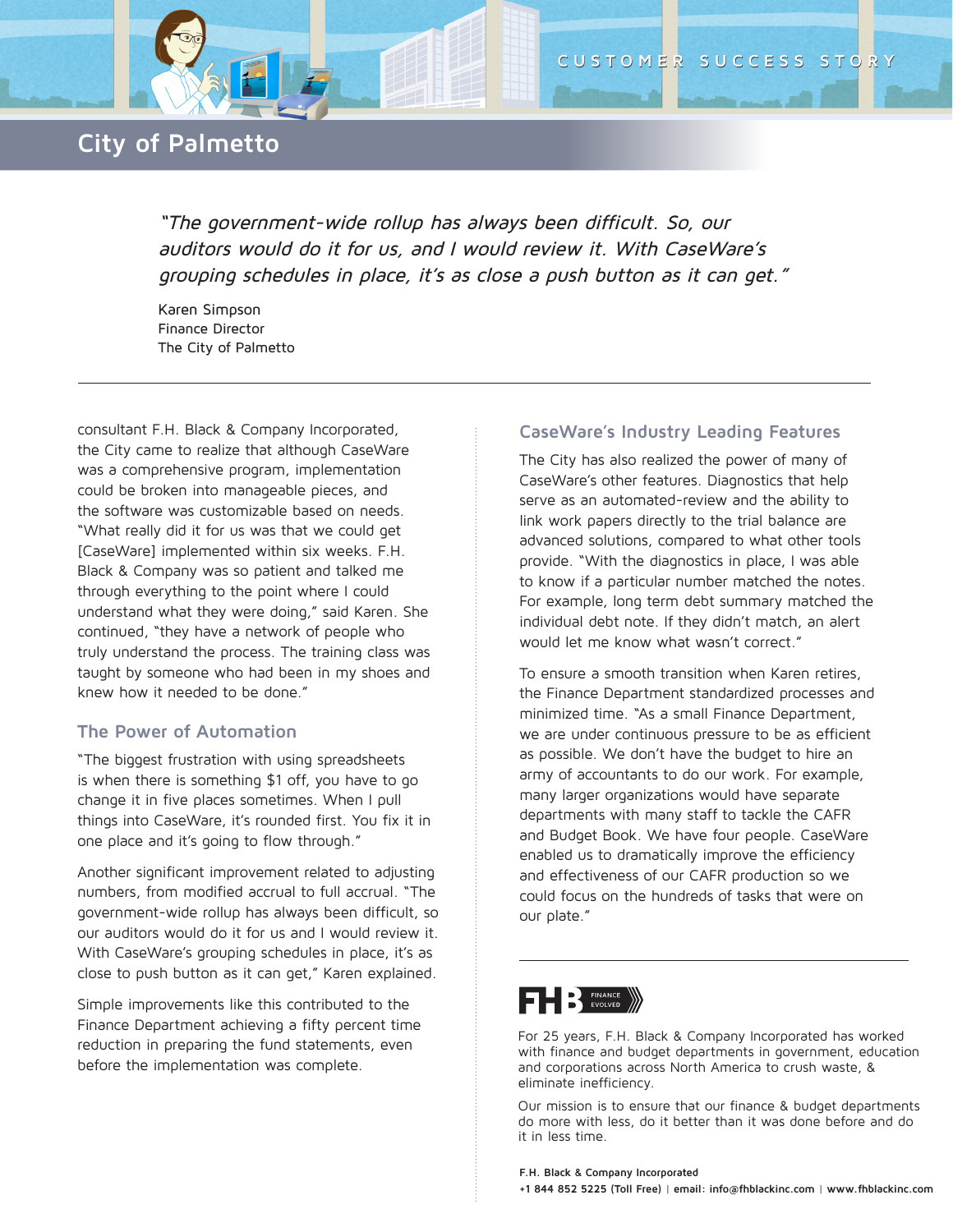CUSTOMER SUCCESS STORY

## City of Palmetto

*"The government-wide rollup has always been difficult. So, our auditors would do it for us, and I would review it. With CaseWare's grouping schedules in place, it's as close a push button as it can get."*

Karen Simpson
Finance Director
The City of Palmetto

---

consultant F.H. Black & Company Incorporated, the City came to realize that although CaseWare was a comprehensive program, implementation could be broken into manageable pieces, and the software was customizable based on needs. "What really did it for us was that we could get [CaseWare] implemented within six weeks. F.H. Black & Company was so patient and talked me through everything to the point where I could understand what they were doing," said Karen. She continued, "they have a network of people who truly understand the process. The training class was taught by someone who had been in my shoes and knew how it needed to be done."

### The Power of Automation

"The biggest frustration with using spreadsheets is when there is something $1 off, you have to go change it in five places sometimes. When I pull things into CaseWare, it's rounded first. You fix it in one place and it's going to flow through."

Another significant improvement related to adjusting numbers, from modified accrual to full accrual. "The government-wide rollup has always been difficult, so our auditors would do it for us and I would review it. With CaseWare's grouping schedules in place, it's as close to push button as it can get," Karen explained.

Simple improvements like this contributed to the Finance Department achieving a fifty percent time reduction in preparing the fund statements, even before the implementation was complete.

### CaseWare's Industry Leading Features

The City has also realized the power of many of CaseWare's other features. Diagnostics that help serve as an automated-review and the ability to link work papers directly to the trial balance are advanced solutions, compared to what other tools provide. "With the diagnostics in place, I was able to know if a particular number matched the notes. For example, long term debt summary matched the individual debt note. If they didn't match, an alert would let me know what wasn't correct."

To ensure a smooth transition when Karen retires, the Finance Department standardized processes and minimized time. "As a small Finance Department, we are under continuous pressure to be as efficient as possible. We don't have the budget to hire an army of accountants to do our work. For example, many larger organizations would have separate departments with many staff to tackle the CAFR and Budget Book. We have four people. CaseWare enabled us to dramatically improve the efficiency and effectiveness of our CAFR production so we could focus on the hundreds of tasks that were on our plate."

---

FHB FINANCE EVOLVED

For 25 years, F.H. Black & Company Incorporated has worked with finance and budget departments in government, education and corporations across North America to crush waste, & eliminate inefficiency.

Our mission is to ensure that our finance & budget departments do more with less, do it better than it was done before and do it in less time.

**F.H. Black & Company Incorporated**
**+1 844 852 5225 (Toll Free) | email: info@fhblackinc.com | www.fhblackinc.com**